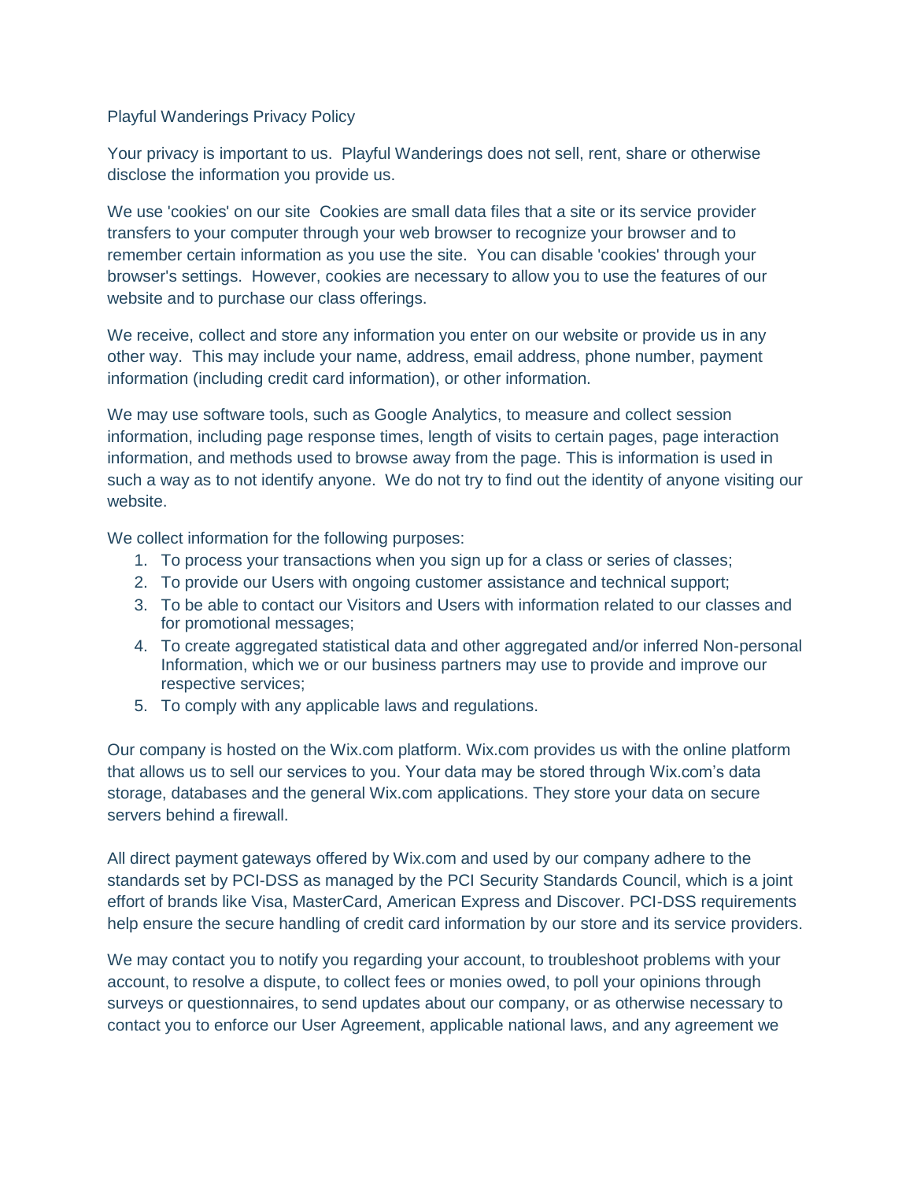# Playful Wanderings Privacy Policy

Your privacy is important to us. Playful Wanderings does not sell, rent, share or otherwise disclose the information you provide us.

We use 'cookies' on our site Cookies are small data files that a site or its service provider transfers to your computer through your web browser to recognize your browser and to remember certain information as you use the site. You can disable 'cookies' through your browser's settings. However, cookies are necessary to allow you to use the features of our website and to purchase our class offerings.

We receive, collect and store any information you enter on our website or provide us in any other way. This may include your name, address, email address, phone number, payment information (including credit card information), or other information.

We may use software tools, such as Google Analytics, to measure and collect session information, including page response times, length of visits to certain pages, page interaction information, and methods used to browse away from the page. This is information is used in such a way as to not identify anyone. We do not try to find out the identity of anyone visiting our website.

We collect information for the following purposes:

1. To process your transactions when you sign up for a class or series of classes;
2. To provide our Users with ongoing customer assistance and technical support;
3. To be able to contact our Visitors and Users with information related to our classes and for promotional messages;
4. To create aggregated statistical data and other aggregated and/or inferred Non-personal Information, which we or our business partners may use to provide and improve our respective services;
5. To comply with any applicable laws and regulations.

Our company is hosted on the Wix.com platform. Wix.com provides us with the online platform that allows us to sell our services to you. Your data may be stored through Wix.com's data storage, databases and the general Wix.com applications. They store your data on secure servers behind a firewall.

All direct payment gateways offered by Wix.com and used by our company adhere to the standards set by PCI-DSS as managed by the PCI Security Standards Council, which is a joint effort of brands like Visa, MasterCard, American Express and Discover. PCI-DSS requirements help ensure the secure handling of credit card information by our store and its service providers.

We may contact you to notify you regarding your account, to troubleshoot problems with your account, to resolve a dispute, to collect fees or monies owed, to poll your opinions through surveys or questionnaires, to send updates about our company, or as otherwise necessary to contact you to enforce our User Agreement, applicable national laws, and any agreement we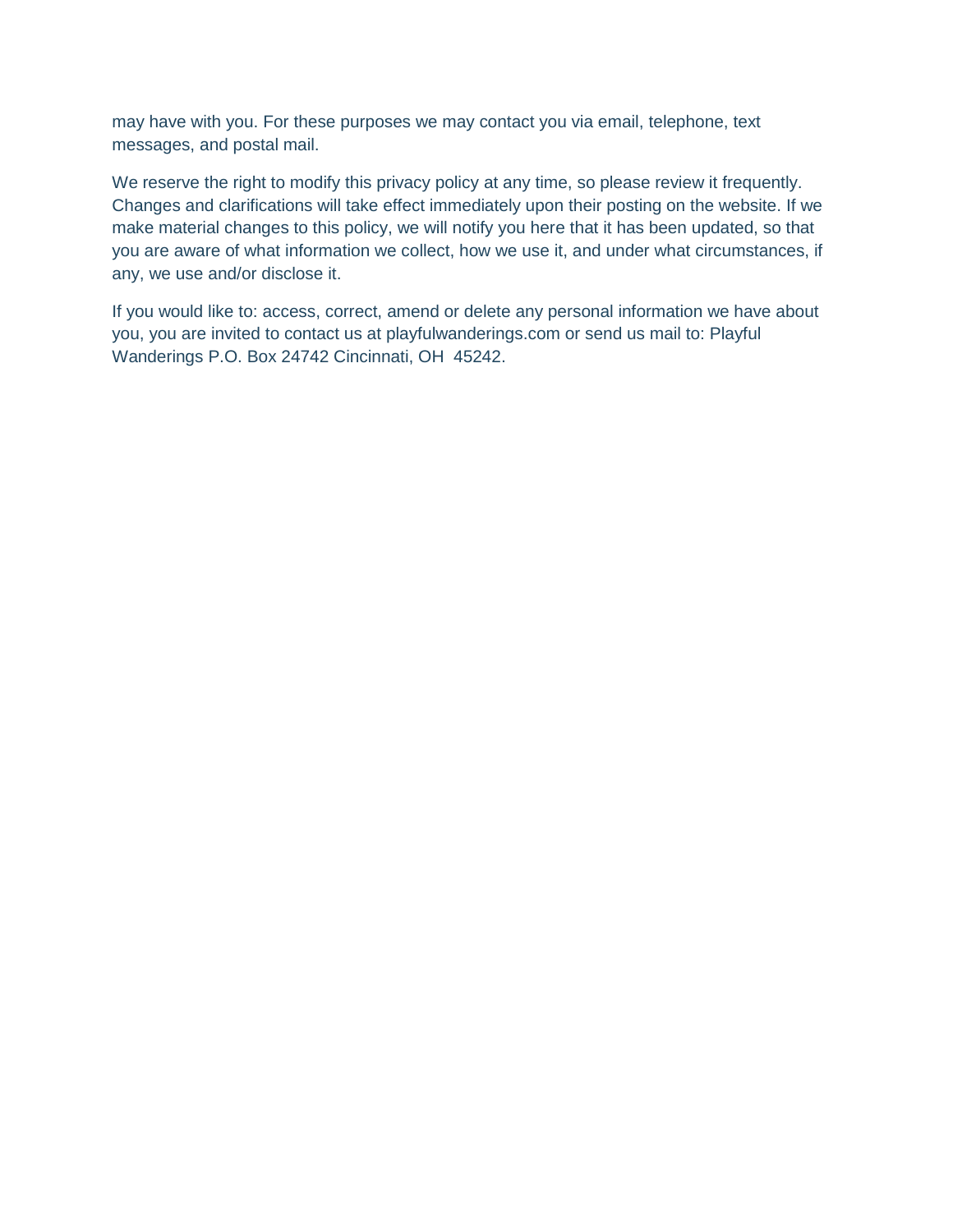may have with you. For these purposes we may contact you via email, telephone, text messages, and postal mail.

We reserve the right to modify this privacy policy at any time, so please review it frequently. Changes and clarifications will take effect immediately upon their posting on the website. If we make material changes to this policy, we will notify you here that it has been updated, so that you are aware of what information we collect, how we use it, and under what circumstances, if any, we use and/or disclose it.

If you would like to: access, correct, amend or delete any personal information we have about you, you are invited to contact us at playfulwanderings.com or send us mail to: Playful Wanderings P.O. Box 24742 Cincinnati, OH  45242.